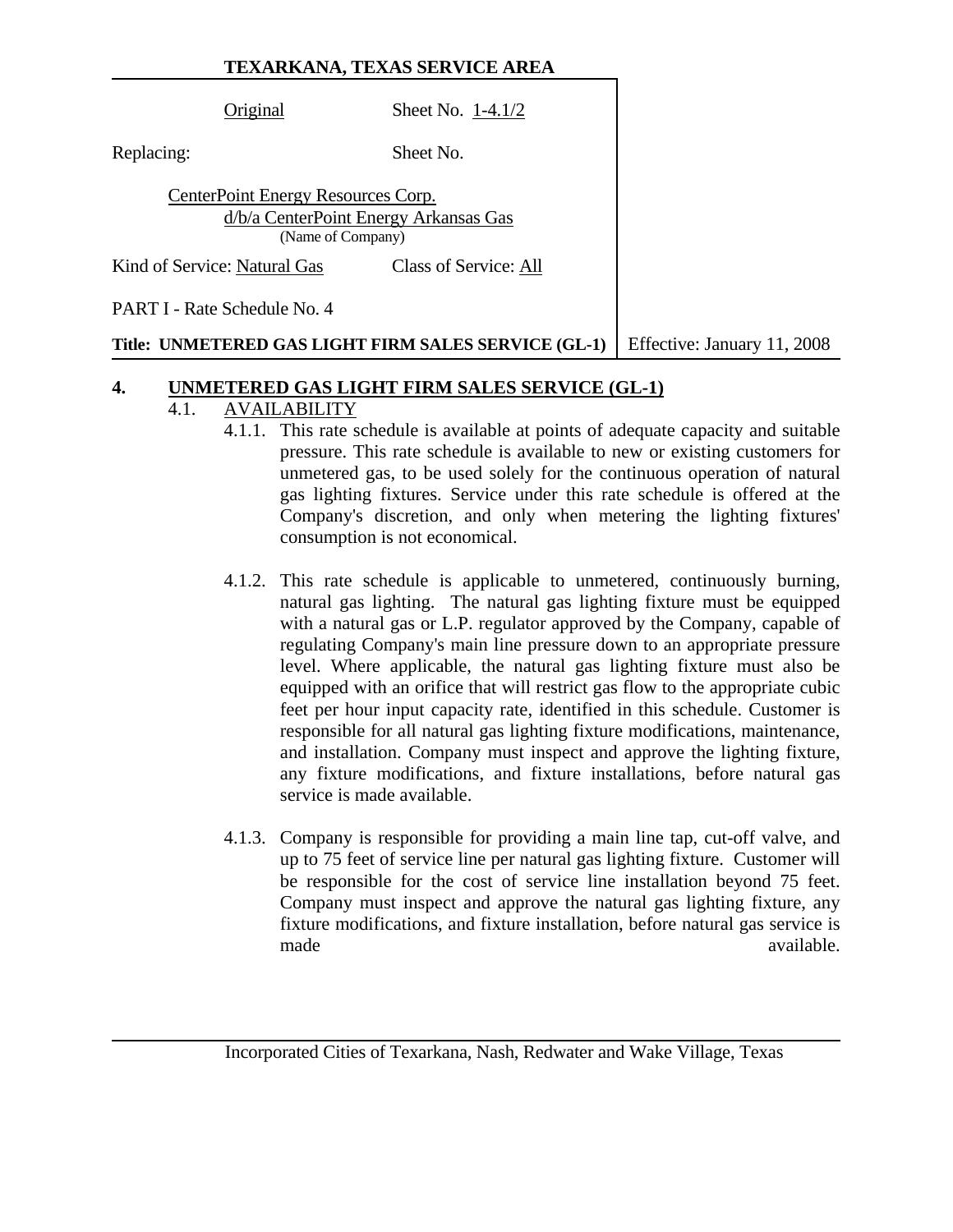**TEXARKANA, TEXAS SERVICE AREA**

| | | |
|---|---|---|
| Original | Sheet No. 1-4.1/2 | |
| Replacing: | Sheet No. | |
| CenterPoint Energy Resources Corp. d/b/a CenterPoint Energy Arkansas Gas (Name of Company) | | |
| Kind of Service: Natural Gas | Class of Service: All | |
| PART I - Rate Schedule No. 4 | | |
| **Title: UNMETERED GAS LIGHT FIRM SALES SERVICE (GL-1)** | | Effective: January 11, 2008 |

# 4. UNMETERED GAS LIGHT FIRM SALES SERVICE (GL-1)

## 4.1. AVAILABILITY

4.1.1. This rate schedule is available at points of adequate capacity and suitable pressure. This rate schedule is available to new or existing customers for unmetered gas, to be used solely for the continuous operation of natural gas lighting fixtures. Service under this rate schedule is offered at the Company's discretion, and only when metering the lighting fixtures' consumption is not economical.

4.1.2. This rate schedule is applicable to unmetered, continuously burning, natural gas lighting. The natural gas lighting fixture must be equipped with a natural gas or L.P. regulator approved by the Company, capable of regulating Company's main line pressure down to an appropriate pressure level. Where applicable, the natural gas lighting fixture must also be equipped with an orifice that will restrict gas flow to the appropriate cubic feet per hour input capacity rate, identified in this schedule. Customer is responsible for all natural gas lighting fixture modifications, maintenance, and installation. Company must inspect and approve the lighting fixture, any fixture modifications, and fixture installations, before natural gas service is made available.

4.1.3. Company is responsible for providing a main line tap, cut-off valve, and up to 75 feet of service line per natural gas lighting fixture. Customer will be responsible for the cost of service line installation beyond 75 feet. Company must inspect and approve the natural gas lighting fixture, any fixture modifications, and fixture installation, before natural gas service is made available.

Incorporated Cities of Texarkana, Nash, Redwater and Wake Village, Texas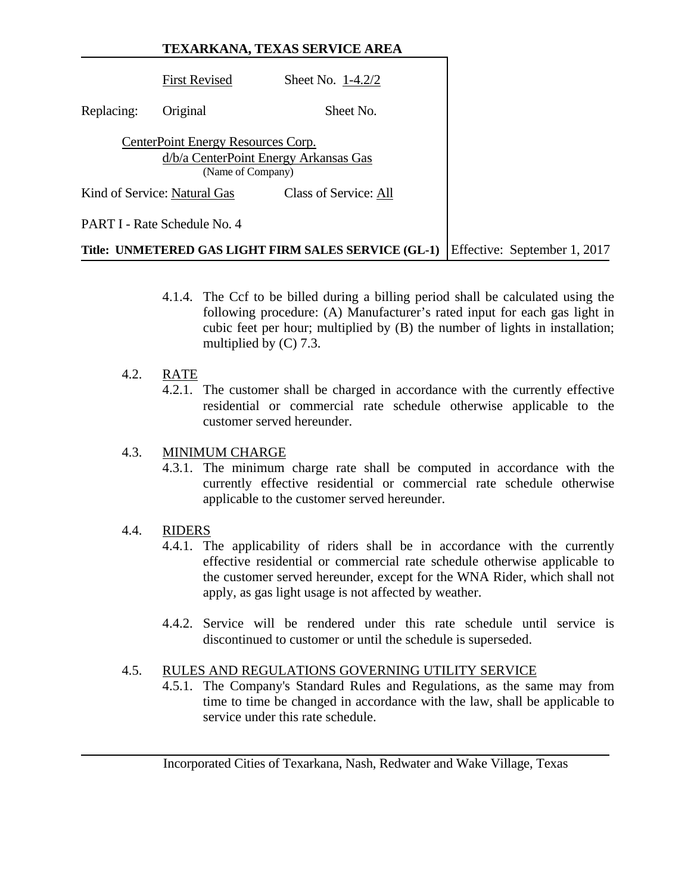**TEXARKANA, TEXAS SERVICE AREA**

| | | | |
|---|---|---|---|
| | First Revised | Sheet No. 1-4.2/2 | |
| Replacing: | Original | Sheet No. | |

CenterPoint Energy Resources Corp.
d/b/a CenterPoint Energy Arkansas Gas
(Name of Company)

Kind of Service: Natural Gas Class of Service: All

PART I - Rate Schedule No. 4

**Title: UNMETERED GAS LIGHT FIRM SALES SERVICE (GL-1)** Effective: September 1, 2017

4.1.4. The Ccf to be billed during a billing period shall be calculated using the following procedure: (A) Manufacturer's rated input for each gas light in cubic feet per hour; multiplied by (B) the number of lights in installation; multiplied by (C) 7.3.

4.2. RATE

4.2.1. The customer shall be charged in accordance with the currently effective residential or commercial rate schedule otherwise applicable to the customer served hereunder.

4.3. MINIMUM CHARGE

4.3.1. The minimum charge rate shall be computed in accordance with the currently effective residential or commercial rate schedule otherwise applicable to the customer served hereunder.

4.4. RIDERS

4.4.1. The applicability of riders shall be in accordance with the currently effective residential or commercial rate schedule otherwise applicable to the customer served hereunder, except for the WNA Rider, which shall not apply, as gas light usage is not affected by weather.

4.4.2. Service will be rendered under this rate schedule until service is discontinued to customer or until the schedule is superseded.

4.5. RULES AND REGULATIONS GOVERNING UTILITY SERVICE

4.5.1. The Company's Standard Rules and Regulations, as the same may from time to time be changed in accordance with the law, shall be applicable to service under this rate schedule.

Incorporated Cities of Texarkana, Nash, Redwater and Wake Village, Texas